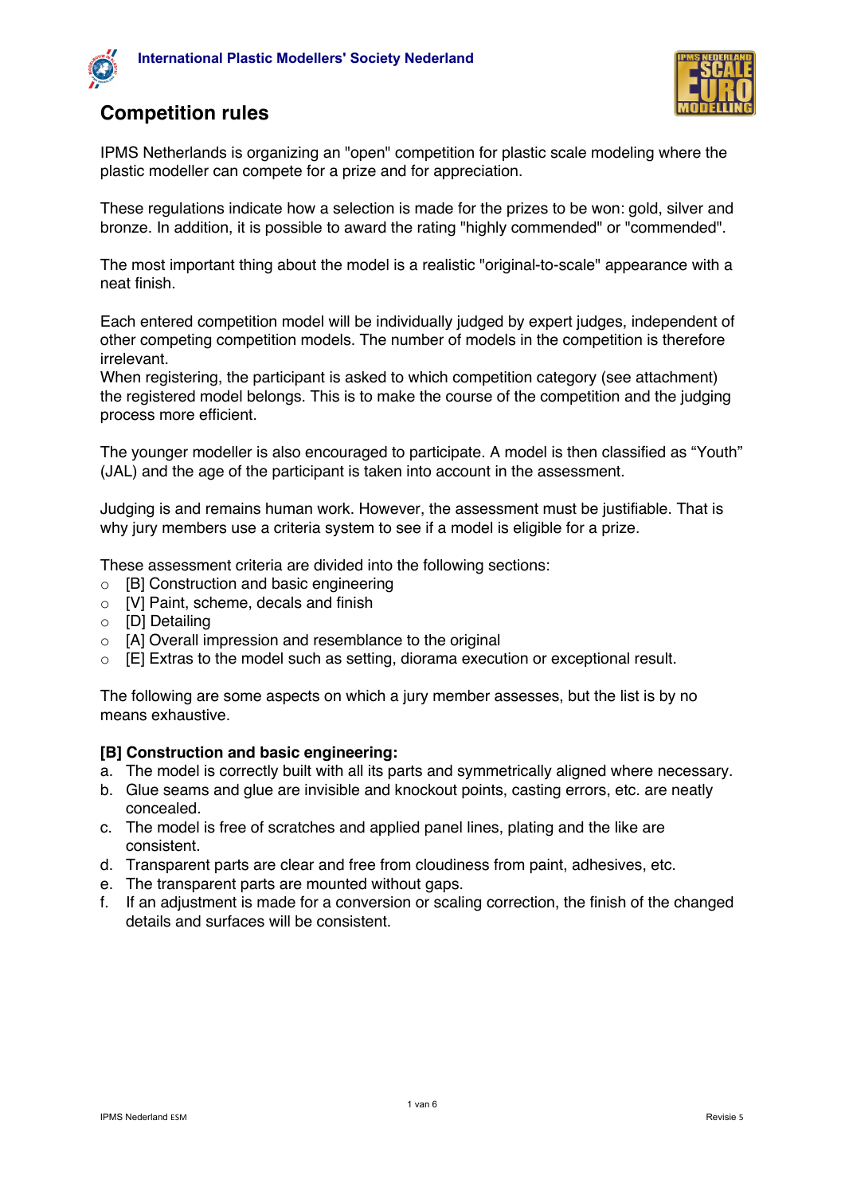International Plastic Modellers' Society Nederland

# Competition rules

IPMS Netherlands is organizing an "open" competition for plastic scale modeling where the plastic modeller can compete for a prize and for appreciation.

These regulations indicate how a selection is made for the prizes to be won: gold, silver and bronze. In addition, it is possible to award the rating "highly commended" or "commended".

The most important thing about the model is a realistic "original-to-scale" appearance with a neat finish.

Each entered competition model will be individually judged by expert judges, independent of other competing competition models. The number of models in the competition is therefore irrelevant.
When registering, the participant is asked to which competition category (see attachment) the registered model belongs. This is to make the course of the competition and the judging process more efficient.

The younger modeller is also encouraged to participate. A model is then classified as "Youth" (JAL) and the age of the participant is taken into account in the assessment.

Judging is and remains human work. However, the assessment must be justifiable. That is why jury members use a criteria system to see if a model is eligible for a prize.

These assessment criteria are divided into the following sections:

- [B] Construction and basic engineering
- [V] Paint, scheme, decals and finish
- [D] Detailing
- [A] Overall impression and resemblance to the original
- [E] Extras to the model such as setting, diorama execution or exceptional result.

The following are some aspects on which a jury member assesses, but the list is by no means exhaustive.

**[B] Construction and basic engineering:**

a. The model is correctly built with all its parts and symmetrically aligned where necessary.
b. Glue seams and glue are invisible and knockout points, casting errors, etc. are neatly concealed.
c. The model is free of scratches and applied panel lines, plating and the like are consistent.
d. Transparent parts are clear and free from cloudiness from paint, adhesives, etc.
e. The transparent parts are mounted without gaps.
f. If an adjustment is made for a conversion or scaling correction, the finish of the changed details and surfaces will be consistent.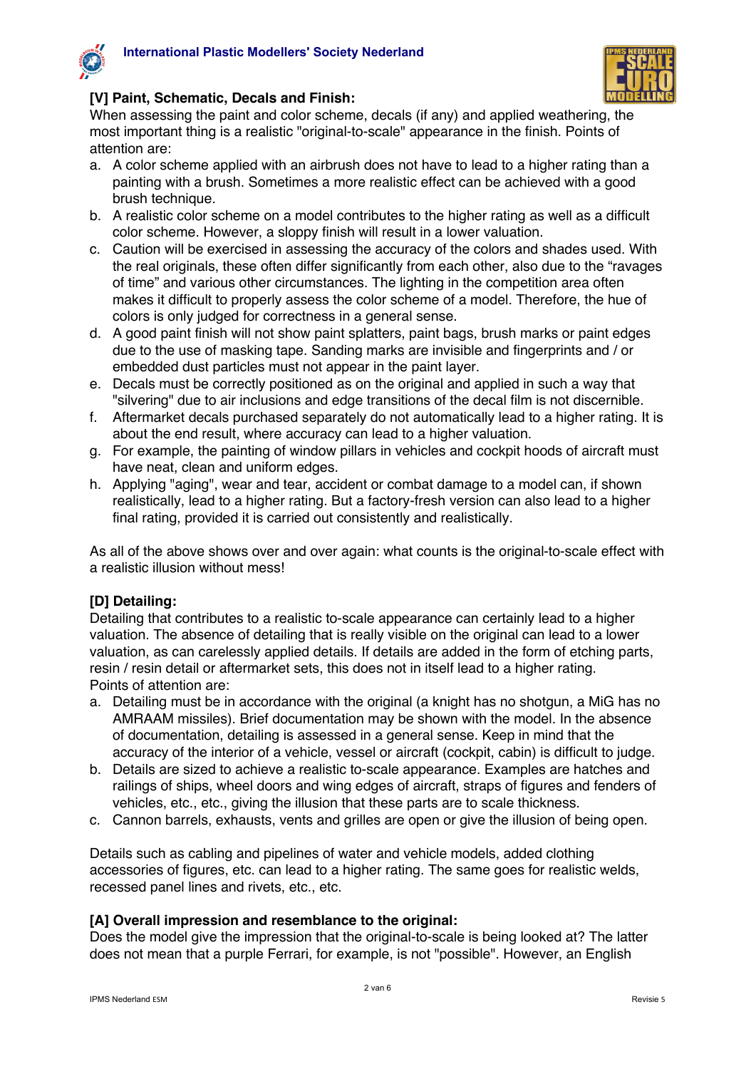### [V] Paint, Schematic, Decals and Finish:

When assessing the paint and color scheme, decals (if any) and applied weathering, the most important thing is a realistic "original-to-scale" appearance in the finish. Points of attention are:

a. A color scheme applied with an airbrush does not have to lead to a higher rating than a painting with a brush. Sometimes a more realistic effect can be achieved with a good brush technique.
b. A realistic color scheme on a model contributes to the higher rating as well as a difficult color scheme. However, a sloppy finish will result in a lower valuation.
c. Caution will be exercised in assessing the accuracy of the colors and shades used. With the real originals, these often differ significantly from each other, also due to the "ravages of time" and various other circumstances. The lighting in the competition area often makes it difficult to properly assess the color scheme of a model. Therefore, the hue of colors is only judged for correctness in a general sense.
d. A good paint finish will not show paint splatters, paint bags, brush marks or paint edges due to the use of masking tape. Sanding marks are invisible and fingerprints and / or embedded dust particles must not appear in the paint layer.
e. Decals must be correctly positioned as on the original and applied in such a way that "silvering" due to air inclusions and edge transitions of the decal film is not discernible.
f. Aftermarket decals purchased separately do not automatically lead to a higher rating. It is about the end result, where accuracy can lead to a higher valuation.
g. For example, the painting of window pillars in vehicles and cockpit hoods of aircraft must have neat, clean and uniform edges.
h. Applying "aging", wear and tear, accident or combat damage to a model can, if shown realistically, lead to a higher rating. But a factory-fresh version can also lead to a higher final rating, provided it is carried out consistently and realistically.

As all of the above shows over and over again: what counts is the original-to-scale effect with a realistic illusion without mess!

### [D] Detailing:

Detailing that contributes to a realistic to-scale appearance can certainly lead to a higher valuation. The absence of detailing that is really visible on the original can lead to a lower valuation, as can carelessly applied details. If details are added in the form of etching parts, resin / resin detail or aftermarket sets, this does not in itself lead to a higher rating.
Points of attention are:

a. Detailing must be in accordance with the original (a knight has no shotgun, a MiG has no AMRAAM missiles). Brief documentation may be shown with the model. In the absence of documentation, detailing is assessed in a general sense. Keep in mind that the accuracy of the interior of a vehicle, vessel or aircraft (cockpit, cabin) is difficult to judge.
b. Details are sized to achieve a realistic to-scale appearance. Examples are hatches and railings of ships, wheel doors and wing edges of aircraft, straps of figures and fenders of vehicles, etc., etc., giving the illusion that these parts are to scale thickness.
c. Cannon barrels, exhausts, vents and grilles are open or give the illusion of being open.

Details such as cabling and pipelines of water and vehicle models, added clothing accessories of figures, etc. can lead to a higher rating. The same goes for realistic welds, recessed panel lines and rivets, etc., etc.

### [A] Overall impression and resemblance to the original:

Does the model give the impression that the original-to-scale is being looked at? The latter does not mean that a purple Ferrari, for example, is not "possible". However, an English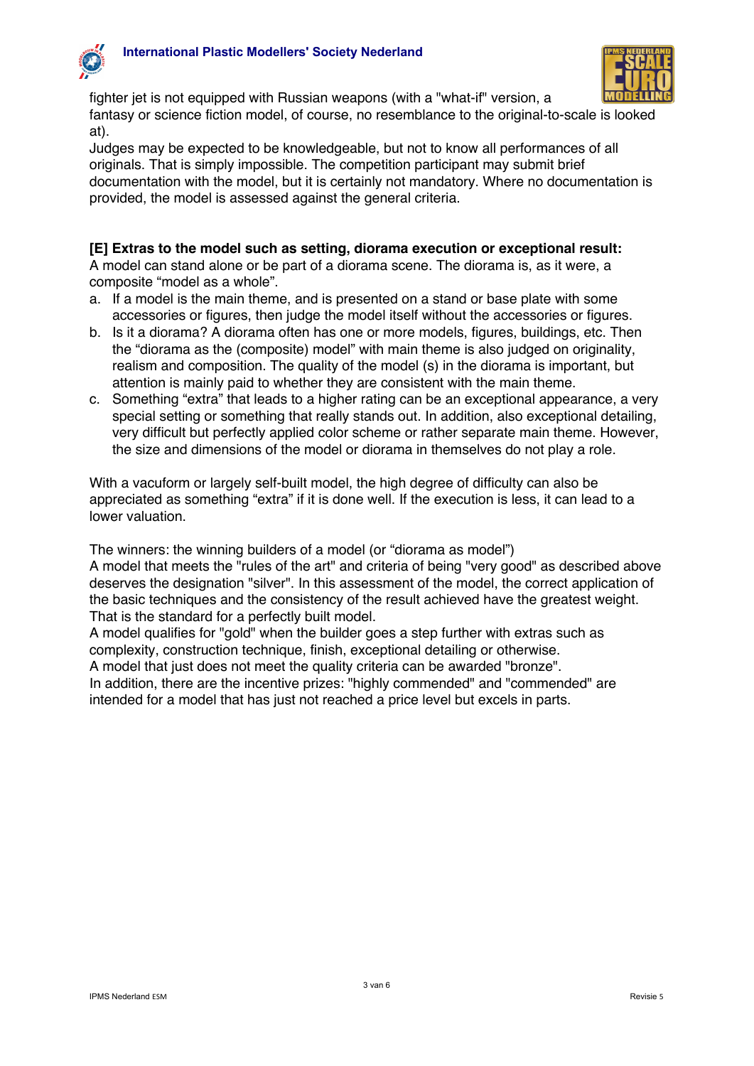fighter jet is not equipped with Russian weapons (with a "what-if" version, a fantasy or science fiction model, of course, no resemblance to the original-to-scale is looked at).
Judges may be expected to be knowledgeable, but not to know all performances of all originals. That is simply impossible. The competition participant may submit brief documentation with the model, but it is certainly not mandatory. Where no documentation is provided, the model is assessed against the general criteria.

**[E] Extras to the model such as setting, diorama execution or exceptional result:**
A model can stand alone or be part of a diorama scene. The diorama is, as it were, a composite “model as a whole”.

a. If a model is the main theme, and is presented on a stand or base plate with some accessories or figures, then judge the model itself without the accessories or figures.
b. Is it a diorama? A diorama often has one or more models, figures, buildings, etc. Then the “diorama as the (composite) model” with main theme is also judged on originality, realism and composition. The quality of the model (s) in the diorama is important, but attention is mainly paid to whether they are consistent with the main theme.
c. Something “extra” that leads to a higher rating can be an exceptional appearance, a very special setting or something that really stands out. In addition, also exceptional detailing, very difficult but perfectly applied color scheme or rather separate main theme. However, the size and dimensions of the model or diorama in themselves do not play a role.

With a vacuform or largely self-built model, the high degree of difficulty can also be appreciated as something “extra” if it is done well. If the execution is less, it can lead to a lower valuation.

The winners: the winning builders of a model (or “diorama as model”)
A model that meets the "rules of the art" and criteria of being "very good" as described above deserves the designation "silver". In this assessment of the model, the correct application of the basic techniques and the consistency of the result achieved have the greatest weight. That is the standard for a perfectly built model.
A model qualifies for "gold" when the builder goes a step further with extras such as complexity, construction technique, finish, exceptional detailing or otherwise.
A model that just does not meet the quality criteria can be awarded "bronze".
In addition, there are the incentive prizes: "highly commended" and "commended" are intended for a model that has just not reached a price level but excels in parts.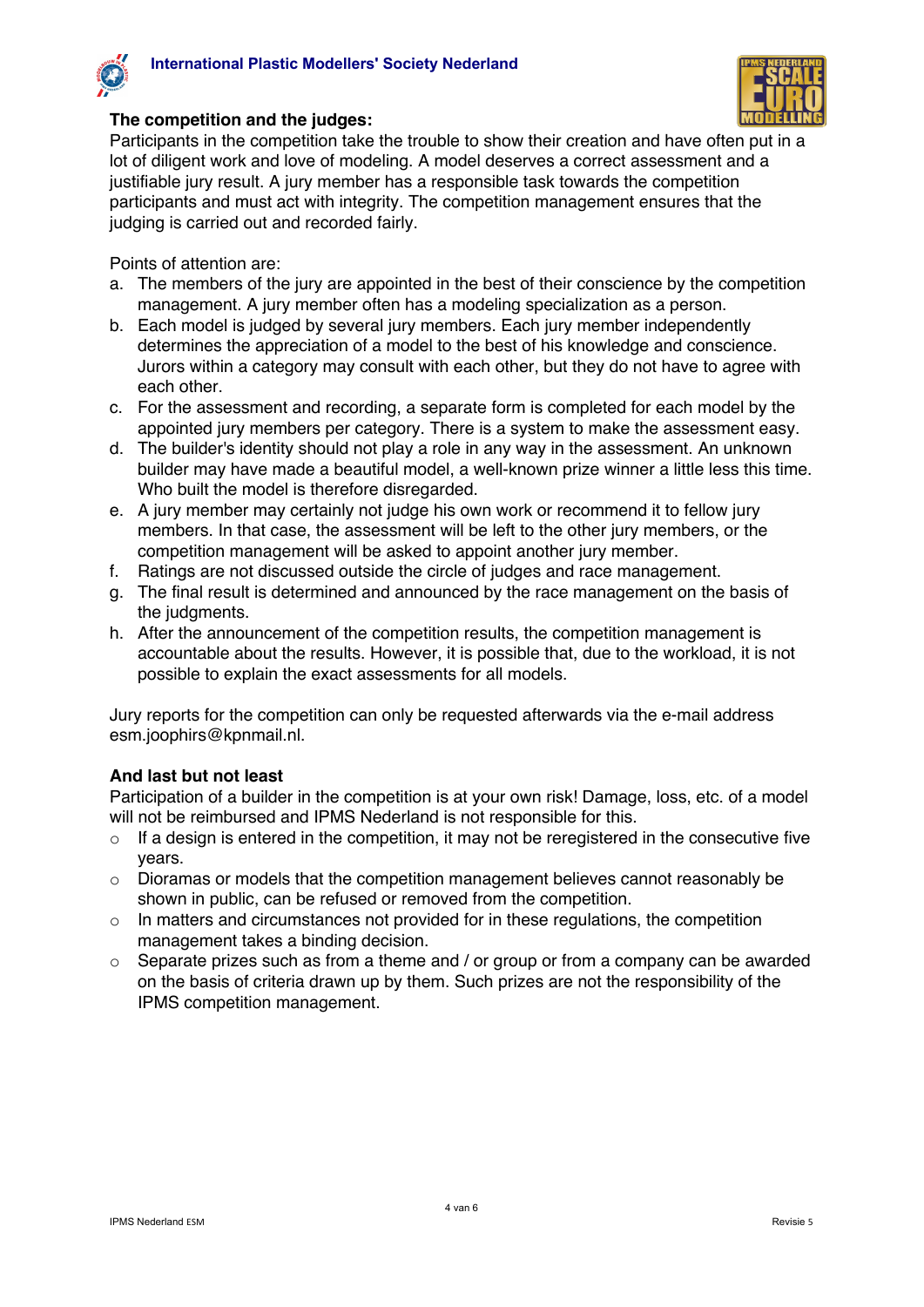### The competition and the judges:

Participants in the competition take the trouble to show their creation and have often put in a lot of diligent work and love of modeling. A model deserves a correct assessment and a justifiable jury result. A jury member has a responsible task towards the competition participants and must act with integrity. The competition management ensures that the judging is carried out and recorded fairly.

Points of attention are:

a. The members of the jury are appointed in the best of their conscience by the competition management. A jury member often has a modeling specialization as a person.
b. Each model is judged by several jury members. Each jury member independently determines the appreciation of a model to the best of his knowledge and conscience. Jurors within a category may consult with each other, but they do not have to agree with each other.
c. For the assessment and recording, a separate form is completed for each model by the appointed jury members per category. There is a system to make the assessment easy.
d. The builder's identity should not play a role in any way in the assessment. An unknown builder may have made a beautiful model, a well-known prize winner a little less this time. Who built the model is therefore disregarded.
e. A jury member may certainly not judge his own work or recommend it to fellow jury members. In that case, the assessment will be left to the other jury members, or the competition management will be asked to appoint another jury member.
f. Ratings are not discussed outside the circle of judges and race management.
g. The final result is determined and announced by the race management on the basis of the judgments.
h. After the announcement of the competition results, the competition management is accountable about the results. However, it is possible that, due to the workload, it is not possible to explain the exact assessments for all models.

Jury reports for the competition can only be requested afterwards via the e-mail address esm.joophirs@kpnmail.nl.

### And last but not least

Participation of a builder in the competition is at your own risk! Damage, loss, etc. of a model will not be reimbursed and IPMS Nederland is not responsible for this.

- If a design is entered in the competition, it may not be reregistered in the consecutive five years.
- Dioramas or models that the competition management believes cannot reasonably be shown in public, can be refused or removed from the competition.
- In matters and circumstances not provided for in these regulations, the competition management takes a binding decision.
- Separate prizes such as from a theme and / or group or from a company can be awarded on the basis of criteria drawn up by them. Such prizes are not the responsibility of the IPMS competition management.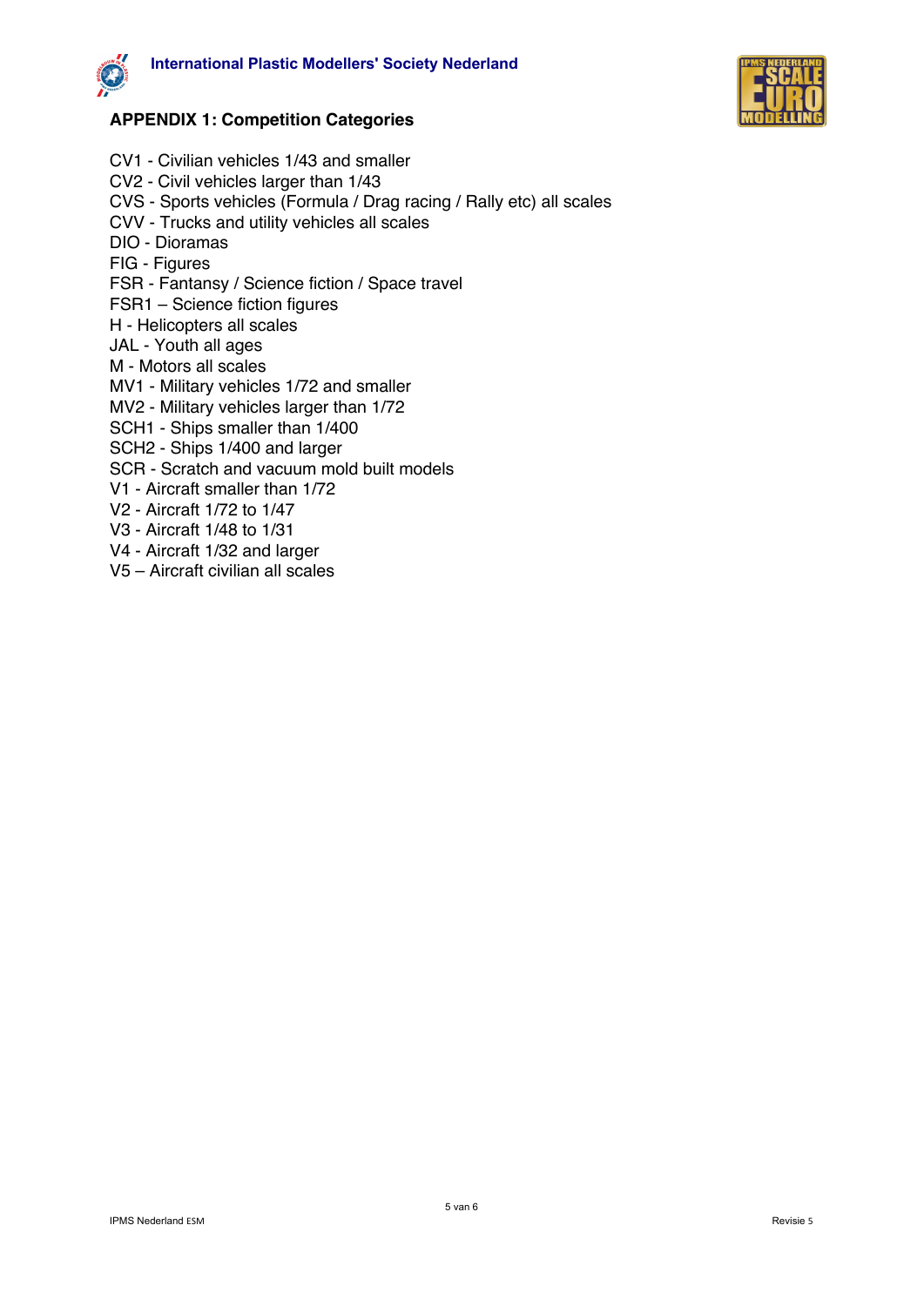## APPENDIX 1: Competition Categories

CV1 - Civilian vehicles 1/43 and smaller
CV2 - Civil vehicles larger than 1/43
CVS - Sports vehicles (Formula / Drag racing / Rally etc) all scales
CVV - Trucks and utility vehicles all scales
DIO - Dioramas
FIG - Figures
FSR - Fantansy / Science fiction / Space travel
FSR1 – Science fiction figures
H - Helicopters all scales
JAL - Youth all ages
M - Motors all scales
MV1 - Military vehicles 1/72 and smaller
MV2 - Military vehicles larger than 1/72
SCH1 - Ships smaller than 1/400
SCH2 - Ships 1/400 and larger
SCR - Scratch and vacuum mold built models
V1 - Aircraft smaller than 1/72
V2 - Aircraft 1/72 to 1/47
V3 - Aircraft 1/48 to 1/31
V4 - Aircraft 1/32 and larger
V5 – Aircraft civilian all scales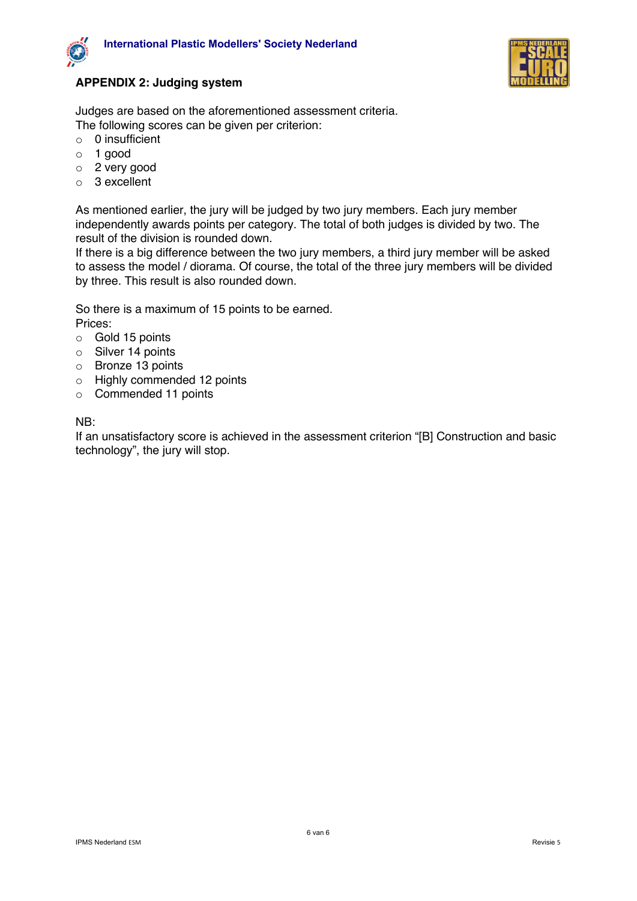## APPENDIX 2: Judging system

Judges are based on the aforementioned assessment criteria.
The following scores can be given per criterion:

- 0 insufficient
- 1 good
- 2 very good
- 3 excellent

As mentioned earlier, the jury will be judged by two jury members. Each jury member independently awards points per category. The total of both judges is divided by two. The result of the division is rounded down.
If there is a big difference between the two jury members, a third jury member will be asked to assess the model / diorama. Of course, the total of the three jury members will be divided by three. This result is also rounded down.

So there is a maximum of 15 points to be earned.
Prices:

- Gold 15 points
- Silver 14 points
- Bronze 13 points
- Highly commended 12 points
- Commended 11 points

NB:
If an unsatisfactory score is achieved in the assessment criterion "[B] Construction and basic technology", the jury will stop.